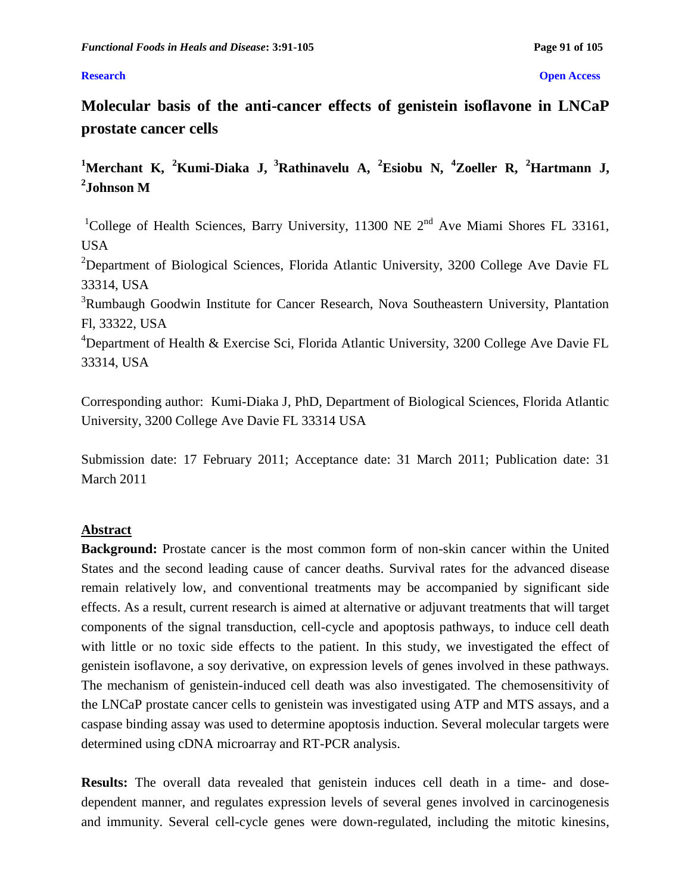**Research** **Open Access**

# Molecular basis of the anti-cancer effects of genistein isoflavone in LNCaP prostate cancer cells

[1]Merchant K, [2]Kumi-Diaka J, [3]Rathinavelu A, [2]Esiobu N, [4]Zoeller R, [2]Hartmann J, [2]Johnson M

[1]College of Health Sciences, Barry University, 11300 NE 2nd Ave Miami Shores FL 33161, USA

[2]Department of Biological Sciences, Florida Atlantic University, 3200 College Ave Davie FL 33314, USA

[3]Rumbaugh Goodwin Institute for Cancer Research, Nova Southeastern University, Plantation Fl, 33322, USA

[4]Department of Health & Exercise Sci, Florida Atlantic University, 3200 College Ave Davie FL 33314, USA

Corresponding author: Kumi-Diaka J, PhD, Department of Biological Sciences, Florida Atlantic University, 3200 College Ave Davie FL 33314 USA

Submission date: 17 February 2011; Acceptance date: 31 March 2011; Publication date: 31 March 2011

## Abstract

**Background:** Prostate cancer is the most common form of non-skin cancer within the United States and the second leading cause of cancer deaths. Survival rates for the advanced disease remain relatively low, and conventional treatments may be accompanied by significant side effects. As a result, current research is aimed at alternative or adjuvant treatments that will target components of the signal transduction, cell-cycle and apoptosis pathways, to induce cell death with little or no toxic side effects to the patient. In this study, we investigated the effect of genistein isoflavone, a soy derivative, on expression levels of genes involved in these pathways. The mechanism of genistein-induced cell death was also investigated. The chemosensitivity of the LNCaP prostate cancer cells to genistein was investigated using ATP and MTS assays, and a caspase binding assay was used to determine apoptosis induction. Several molecular targets were determined using cDNA microarray and RT-PCR analysis.

**Results:** The overall data revealed that genistein induces cell death in a time- and dose-dependent manner, and regulates expression levels of several genes involved in carcinogenesis and immunity. Several cell-cycle genes were down-regulated, including the mitotic kinesins,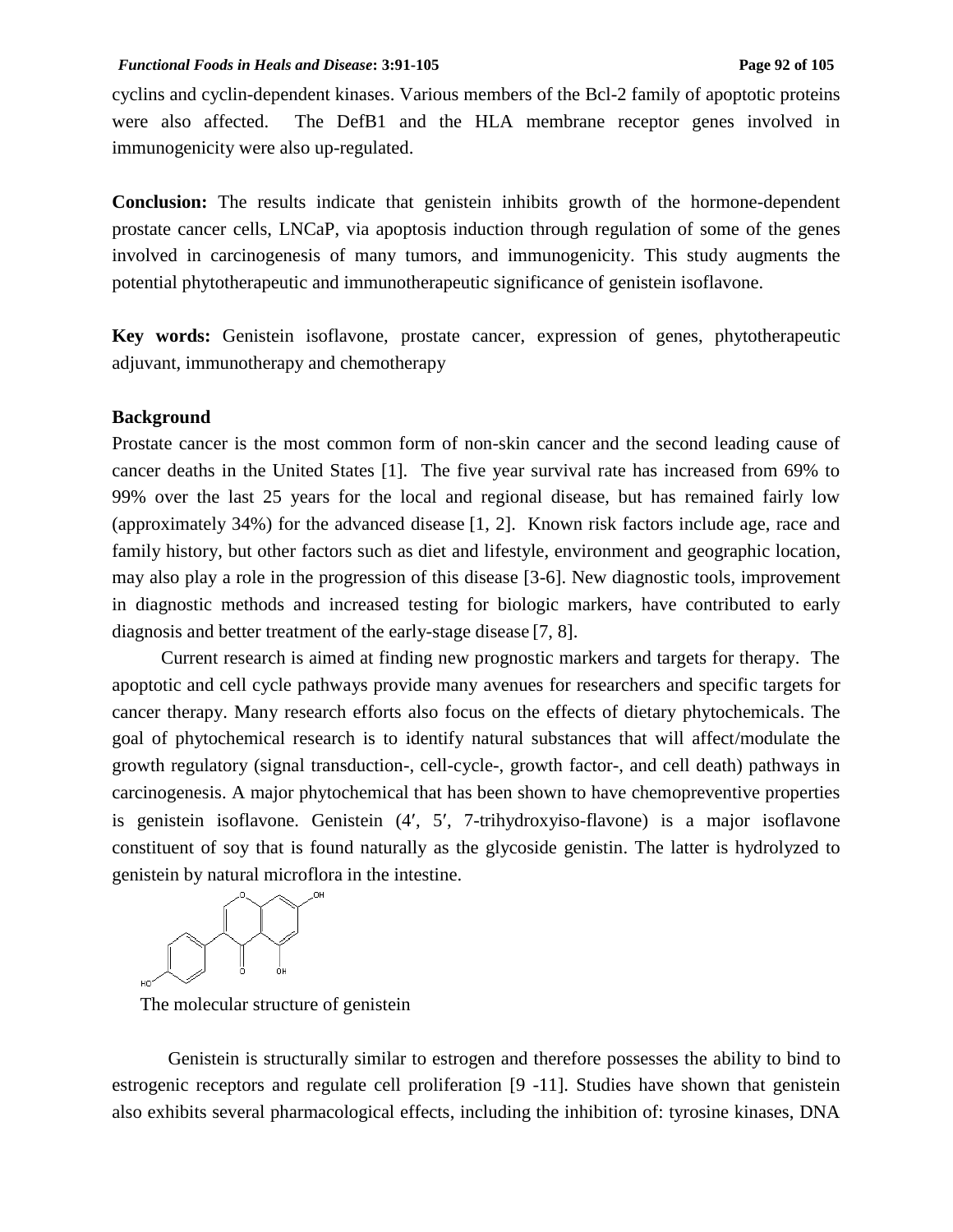cyclins and cyclin-dependent kinases. Various members of the Bcl-2 family of apoptotic proteins were also affected. The DefB1 and the HLA membrane receptor genes involved in immunogenicity were also up-regulated.

**Conclusion:** The results indicate that genistein inhibits growth of the hormone-dependent prostate cancer cells, LNCaP, via apoptosis induction through regulation of some of the genes involved in carcinogenesis of many tumors, and immunogenicity. This study augments the potential phytotherapeutic and immunotherapeutic significance of genistein isoflavone.

**Key words:** Genistein isoflavone, prostate cancer, expression of genes, phytotherapeutic adjuvant, immunotherapy and chemotherapy

## Background

Prostate cancer is the most common form of non-skin cancer and the second leading cause of cancer deaths in the United States [1]. The five year survival rate has increased from 69% to 99% over the last 25 years for the local and regional disease, but has remained fairly low (approximately 34%) for the advanced disease [1, 2]. Known risk factors include age, race and family history, but other factors such as diet and lifestyle, environment and geographic location, may also play a role in the progression of this disease [3-6]. New diagnostic tools, improvement in diagnostic methods and increased testing for biologic markers, have contributed to early diagnosis and better treatment of the early-stage disease [7, 8].

Current research is aimed at finding new prognostic markers and targets for therapy. The apoptotic and cell cycle pathways provide many avenues for researchers and specific targets for cancer therapy. Many research efforts also focus on the effects of dietary phytochemicals. The goal of phytochemical research is to identify natural substances that will affect/modulate the growth regulatory (signal transduction-, cell-cycle-, growth factor-, and cell death) pathways in carcinogenesis. A major phytochemical that has been shown to have chemopreventive properties is genistein isoflavone. Genistein (4′, 5′, 7-trihydroxyiso-flavone) is a major isoflavone constituent of soy that is found naturally as the glycoside genistin. The latter is hydrolyzed to genistein by natural microflora in the intestine.

The molecular structure of genistein

Genistein is structurally similar to estrogen and therefore possesses the ability to bind to estrogenic receptors and regulate cell proliferation [9 -11]. Studies have shown that genistein also exhibits several pharmacological effects, including the inhibition of: tyrosine kinases, DNA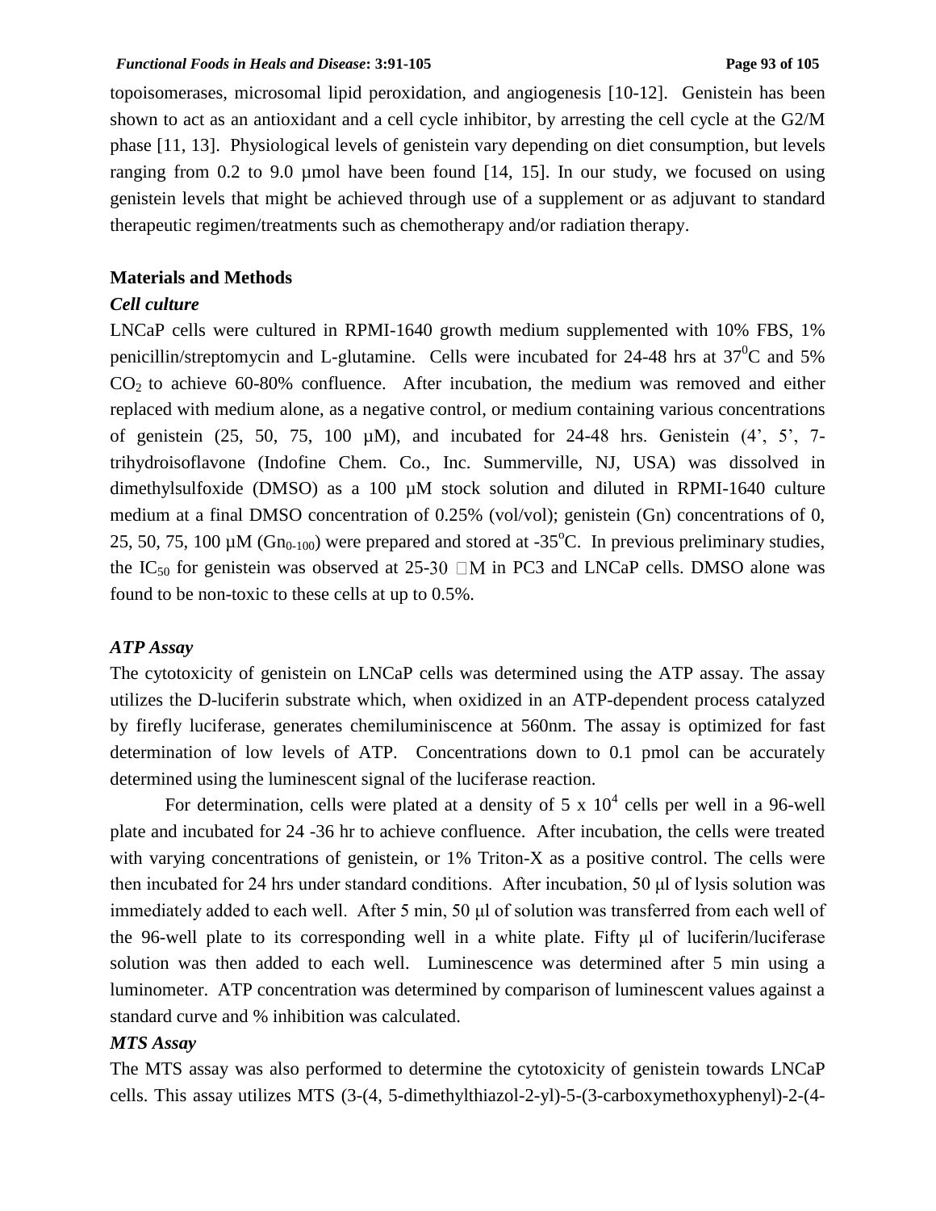topoisomerases, microsomal lipid peroxidation, and angiogenesis [10-12]. Genistein has been shown to act as an antioxidant and a cell cycle inhibitor, by arresting the cell cycle at the G2/M phase [11, 13]. Physiological levels of genistein vary depending on diet consumption, but levels ranging from 0.2 to 9.0 µmol have been found [14, 15]. In our study, we focused on using genistein levels that might be achieved through use of a supplement or as adjuvant to standard therapeutic regimen/treatments such as chemotherapy and/or radiation therapy.

## Materials and Methods

### *Cell culture*

LNCaP cells were cultured in RPMI-1640 growth medium supplemented with 10% FBS, 1% penicillin/streptomycin and L-glutamine. Cells were incubated for 24-48 hrs at $37^0$C and 5% $CO_2$ to achieve 60-80% confluence. After incubation, the medium was removed and either replaced with medium alone, as a negative control, or medium containing various concentrations of genistein (25, 50, 75, 100 µM), and incubated for 24-48 hrs. Genistein (4', 5', 7-trihydroisoflavone (Indofine Chem. Co., Inc. Summerville, NJ, USA) was dissolved in dimethylsulfoxide (DMSO) as a 100 µM stock solution and diluted in RPMI-1640 culture medium at a final DMSO concentration of 0.25% (vol/vol); genistein (Gn) concentrations of 0, 25, 50, 75, 100 µM ($Gn_{0-100}$) were prepared and stored at -35°C. In previous preliminary studies, the $IC_{50}$ for genistein was observed at 25-30 µM in PC3 and LNCaP cells. DMSO alone was found to be non-toxic to these cells at up to 0.5%.

### *ATP Assay*

The cytotoxicity of genistein on LNCaP cells was determined using the ATP assay. The assay utilizes the D-luciferin substrate which, when oxidized in an ATP-dependent process catalyzed by firefly luciferase, generates chemiluminiscence at 560nm. The assay is optimized for fast determination of low levels of ATP. Concentrations down to 0.1 pmol can be accurately determined using the luminescent signal of the luciferase reaction.

For determination, cells were plated at a density of $5 \times 10^4$ cells per well in a 96-well plate and incubated for 24 -36 hr to achieve confluence. After incubation, the cells were treated with varying concentrations of genistein, or 1% Triton-X as a positive control. The cells were then incubated for 24 hrs under standard conditions. After incubation, 50 µl of lysis solution was immediately added to each well. After 5 min, 50 µl of solution was transferred from each well of the 96-well plate to its corresponding well in a white plate. Fifty µl of luciferin/luciferase solution was then added to each well. Luminescence was determined after 5 min using a luminometer. ATP concentration was determined by comparison of luminescent values against a standard curve and % inhibition was calculated.

### *MTS Assay*

The MTS assay was also performed to determine the cytotoxicity of genistein towards LNCaP cells. This assay utilizes MTS (3-(4, 5-dimethylthiazol-2-yl)-5-(3-carboxymethoxyphenyl)-2-(4-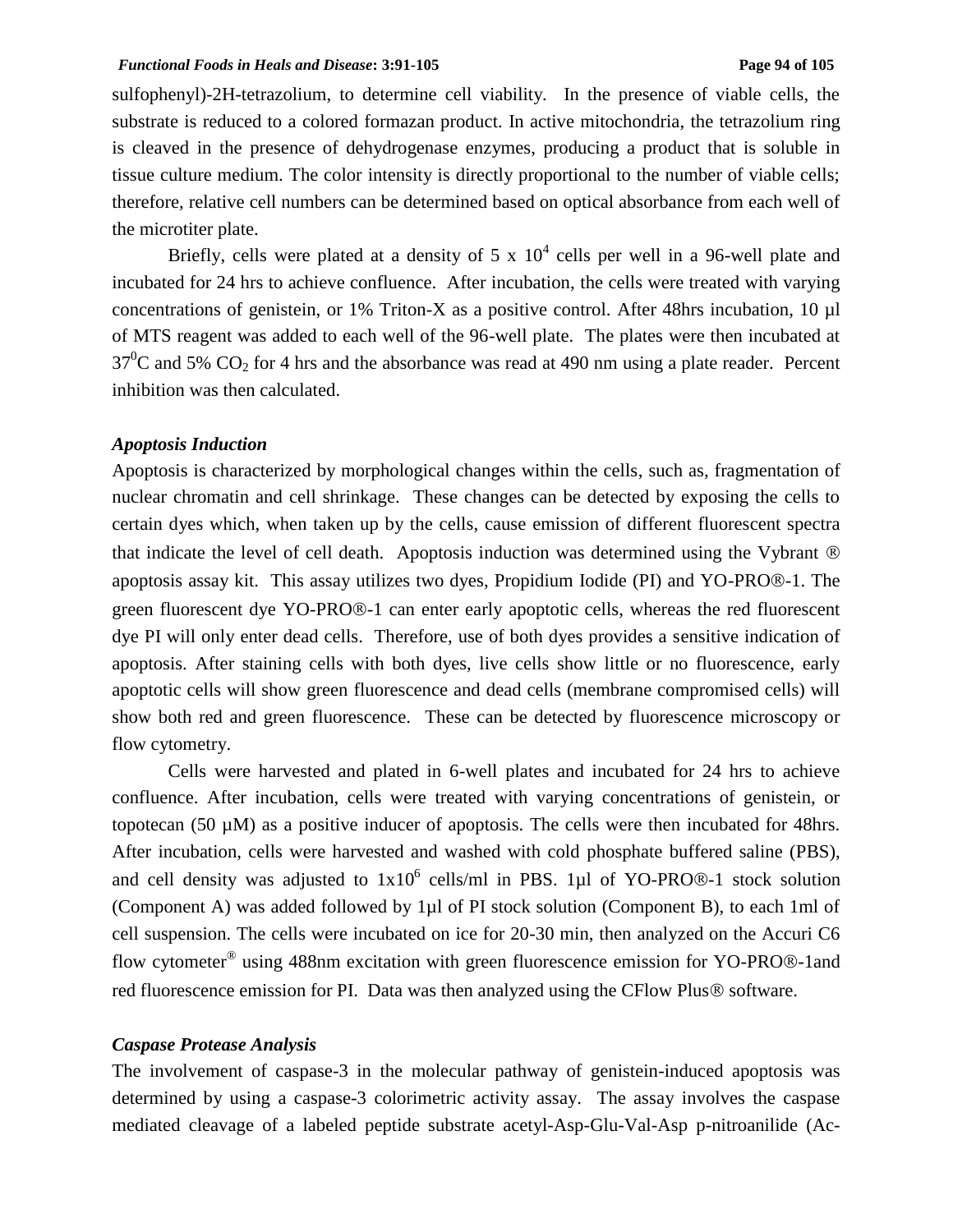sulfophenyl)-2H-tetrazolium, to determine cell viability. In the presence of viable cells, the substrate is reduced to a colored formazan product. In active mitochondria, the tetrazolium ring is cleaved in the presence of dehydrogenase enzymes, producing a product that is soluble in tissue culture medium. The color intensity is directly proportional to the number of viable cells; therefore, relative cell numbers can be determined based on optical absorbance from each well of the microtiter plate.

Briefly, cells were plated at a density of $5 \times 10^4$ cells per well in a 96-well plate and incubated for 24 hrs to achieve confluence. After incubation, the cells were treated with varying concentrations of genistein, or 1% Triton-X as a positive control. After 48hrs incubation, 10 µl of MTS reagent was added to each well of the 96-well plate. The plates were then incubated at $37^0$C and 5% $CO_2$ for 4 hrs and the absorbance was read at 490 nm using a plate reader. Percent inhibition was then calculated.

### *Apoptosis Induction*

Apoptosis is characterized by morphological changes within the cells, such as, fragmentation of nuclear chromatin and cell shrinkage. These changes can be detected by exposing the cells to certain dyes which, when taken up by the cells, cause emission of different fluorescent spectra that indicate the level of cell death. Apoptosis induction was determined using the Vybrant ® apoptosis assay kit. This assay utilizes two dyes, Propidium Iodide (PI) and YO-PRO®-1. The green fluorescent dye YO-PRO®-1 can enter early apoptotic cells, whereas the red fluorescent dye PI will only enter dead cells. Therefore, use of both dyes provides a sensitive indication of apoptosis. After staining cells with both dyes, live cells show little or no fluorescence, early apoptotic cells will show green fluorescence and dead cells (membrane compromised cells) will show both red and green fluorescence. These can be detected by fluorescence microscopy or flow cytometry.

Cells were harvested and plated in 6-well plates and incubated for 24 hrs to achieve confluence. After incubation, cells were treated with varying concentrations of genistein, or topotecan (50 µM) as a positive inducer of apoptosis. The cells were then incubated for 48hrs. After incubation, cells were harvested and washed with cold phosphate buffered saline (PBS), and cell density was adjusted to $1 \times 10^6$ cells/ml in PBS. 1µl of YO-PRO®-1 stock solution (Component A) was added followed by 1µl of PI stock solution (Component B), to each 1ml of cell suspension. The cells were incubated on ice for 20-30 min, then analyzed on the Accuri C6 flow cytometer® using 488nm excitation with green fluorescence emission for YO-PRO®-1and red fluorescence emission for PI. Data was then analyzed using the CFlow Plus® software.

### *Caspase Protease Analysis*

The involvement of caspase-3 in the molecular pathway of genistein-induced apoptosis was determined by using a caspase-3 colorimetric activity assay. The assay involves the caspase mediated cleavage of a labeled peptide substrate acetyl-Asp-Glu-Val-Asp p-nitroanilide (Ac-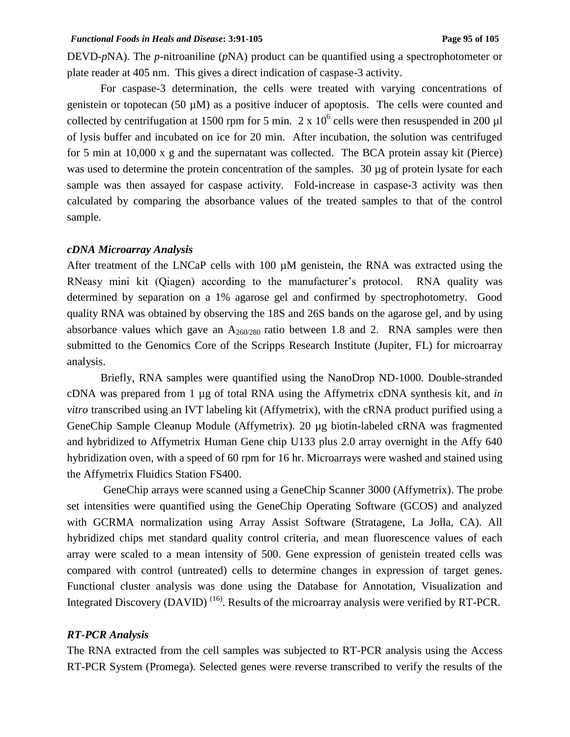DEVD-*p*NA). The *p*-nitroaniline (*p*NA) product can be quantified using a spectrophotometer or plate reader at 405 nm. This gives a direct indication of caspase-3 activity.

For caspase-3 determination, the cells were treated with varying concentrations of genistein or topotecan (50 µM) as a positive inducer of apoptosis. The cells were counted and collected by centrifugation at 1500 rpm for 5 min. $2 \times 10^6$ cells were then resuspended in 200 µl of lysis buffer and incubated on ice for 20 min. After incubation, the solution was centrifuged for 5 min at 10,000 x g and the supernatant was collected. The BCA protein assay kit (Pierce) was used to determine the protein concentration of the samples. 30 µg of protein lysate for each sample was then assayed for caspase activity. Fold-increase in caspase-3 activity was then calculated by comparing the absorbance values of the treated samples to that of the control sample.

### *cDNA Microarray Analysis*

After treatment of the LNCaP cells with 100 µM genistein, the RNA was extracted using the RNeasy mini kit (Qiagen) according to the manufacturer's protocol. RNA quality was determined by separation on a 1% agarose gel and confirmed by spectrophotometry. Good quality RNA was obtained by observing the 18S and 26S bands on the agarose gel, and by using absorbance values which gave an $A_{260/280}$ ratio between 1.8 and 2. RNA samples were then submitted to the Genomics Core of the Scripps Research Institute (Jupiter, FL) for microarray analysis.

Briefly, RNA samples were quantified using the NanoDrop ND-1000. Double-stranded cDNA was prepared from 1 µg of total RNA using the Affymetrix cDNA synthesis kit, and *in vitro* transcribed using an IVT labeling kit (Affymetrix), with the cRNA product purified using a GeneChip Sample Cleanup Module (Affymetrix). 20 µg biotin-labeled cRNA was fragmented and hybridized to Affymetrix Human Gene chip U133 plus 2.0 array overnight in the Affy 640 hybridization oven, with a speed of 60 rpm for 16 hr. Microarrays were washed and stained using the Affymetrix Fluidics Station FS400.

GeneChip arrays were scanned using a GeneChip Scanner 3000 (Affymetrix). The probe set intensities were quantified using the GeneChip Operating Software (GCOS) and analyzed with GCRMA normalization using Array Assist Software (Stratagene, La Jolla, CA). All hybridized chips met standard quality control criteria, and mean fluorescence values of each array were scaled to a mean intensity of 500. Gene expression of genistein treated cells was compared with control (untreated) cells to determine changes in expression of target genes. Functional cluster analysis was done using the Database for Annotation, Visualization and Integrated Discovery (DAVID) [16]. Results of the microarray analysis were verified by RT-PCR.

### *RT-PCR Analysis*

The RNA extracted from the cell samples was subjected to RT-PCR analysis using the Access RT-PCR System (Promega). Selected genes were reverse transcribed to verify the results of the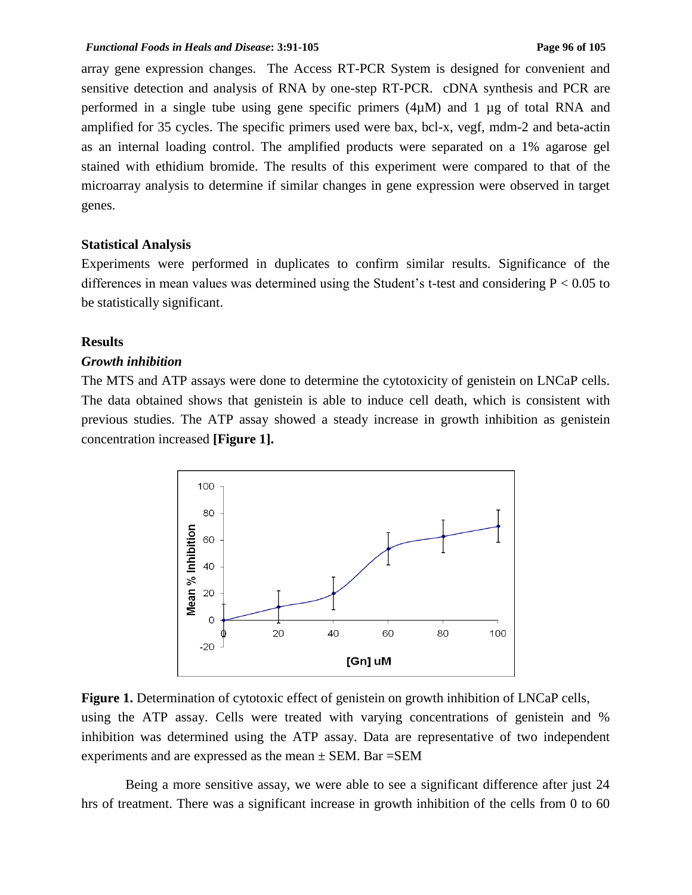array gene expression changes. The Access RT-PCR System is designed for convenient and sensitive detection and analysis of RNA by one-step RT-PCR. cDNA synthesis and PCR are performed in a single tube using gene specific primers (4µM) and 1 µg of total RNA and amplified for 35 cycles. The specific primers used were bax, bcl-x, vegf, mdm-2 and beta-actin as an internal loading control. The amplified products were separated on a 1% agarose gel stained with ethidium bromide. The results of this experiment were compared to that of the microarray analysis to determine if similar changes in gene expression were observed in target genes.

### Statistical Analysis

Experiments were performed in duplicates to confirm similar results. Significance of the differences in mean values was determined using the Student's t-test and considering $P < 0.05$ to be statistically significant.

### Results

#### *Growth inhibition*

The MTS and ATP assays were done to determine the cytotoxicity of genistein on LNCaP cells. The data obtained shows that genistein is able to induce cell death, which is consistent with previous studies. The ATP assay showed a steady increase in growth inhibition as genistein concentration increased **[Figure 1].**

**Figure 1.** Determination of cytotoxic effect of genistein on growth inhibition of LNCaP cells, using the ATP assay. Cells were treated with varying concentrations of genistein and % inhibition was determined using the ATP assay. Data are representative of two independent experiments and are expressed as the mean ± SEM. Bar =SEM

Being a more sensitive assay, we were able to see a significant difference after just 24 hrs of treatment. There was a significant increase in growth inhibition of the cells from 0 to 60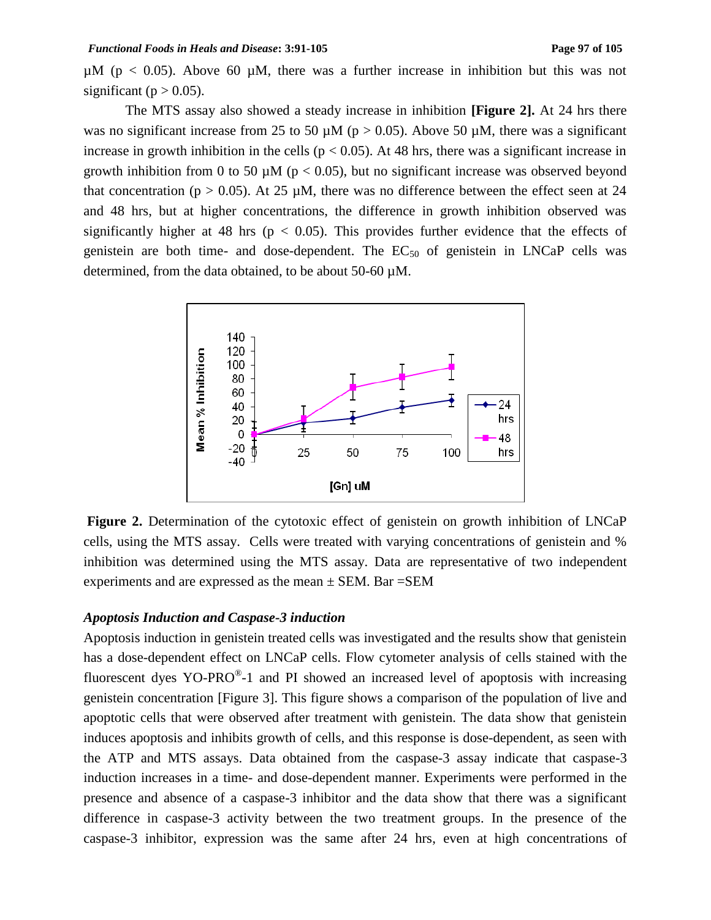µM ($p < 0.05$). Above 60 µM, there was a further increase in inhibition but this was not significant ($p > 0.05$).

The MTS assay also showed a steady increase in inhibition **[Figure 2].** At 24 hrs there was no significant increase from 25 to 50 µM ($p > 0.05$). Above 50 µM, there was a significant increase in growth inhibition in the cells ($p < 0.05$). At 48 hrs, there was a significant increase in growth inhibition from 0 to 50 µM ($p < 0.05$), but no significant increase was observed beyond that concentration ($p > 0.05$). At 25 µM, there was no difference between the effect seen at 24 and 48 hrs, but at higher concentrations, the difference in growth inhibition observed was significantly higher at 48 hrs ($p < 0.05$). This provides further evidence that the effects of genistein are both time- and dose-dependent. The $EC_{50}$ of genistein in LNCaP cells was determined, from the data obtained, to be about 50-60 µM.

**Figure 2.** Determination of the cytotoxic effect of genistein on growth inhibition of LNCaP cells, using the MTS assay. Cells were treated with varying concentrations of genistein and % inhibition was determined using the MTS assay. Data are representative of two independent experiments and are expressed as the mean ± SEM. Bar =SEM

### *Apoptosis Induction and Caspase-3 induction*

Apoptosis induction in genistein treated cells was investigated and the results show that genistein has a dose-dependent effect on LNCaP cells. Flow cytometer analysis of cells stained with the fluorescent dyes YO-PRO®-1 and PI showed an increased level of apoptosis with increasing genistein concentration [Figure 3]. This figure shows a comparison of the population of live and apoptotic cells that were observed after treatment with genistein. The data show that genistein induces apoptosis and inhibits growth of cells, and this response is dose-dependent, as seen with the ATP and MTS assays. Data obtained from the caspase-3 assay indicate that caspase-3 induction increases in a time- and dose-dependent manner. Experiments were performed in the presence and absence of a caspase-3 inhibitor and the data show that there was a significant difference in caspase-3 activity between the two treatment groups. In the presence of the caspase-3 inhibitor, expression was the same after 24 hrs, even at high concentrations of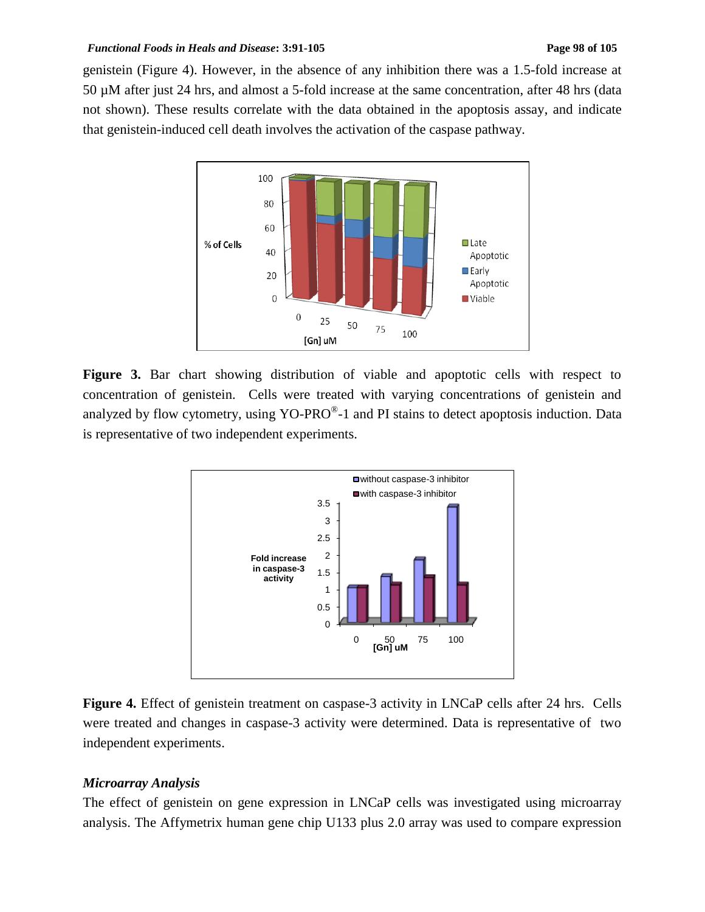genistein (Figure 4). However, in the absence of any inhibition there was a 1.5-fold increase at 50 µM after just 24 hrs, and almost a 5-fold increase at the same concentration, after 48 hrs (data not shown). These results correlate with the data obtained in the apoptosis assay, and indicate that genistein-induced cell death involves the activation of the caspase pathway.

**Figure 3.** Bar chart showing distribution of viable and apoptotic cells with respect to concentration of genistein. Cells were treated with varying concentrations of genistein and analyzed by flow cytometry, using YO-PRO®-1 and PI stains to detect apoptosis induction. Data is representative of two independent experiments.

**Figure 4.** Effect of genistein treatment on caspase-3 activity in LNCaP cells after 24 hrs. Cells were treated and changes in caspase-3 activity were determined. Data is representative of two independent experiments.

### *Microarray Analysis*

The effect of genistein on gene expression in LNCaP cells was investigated using microarray analysis. The Affymetrix human gene chip U133 plus 2.0 array was used to compare expression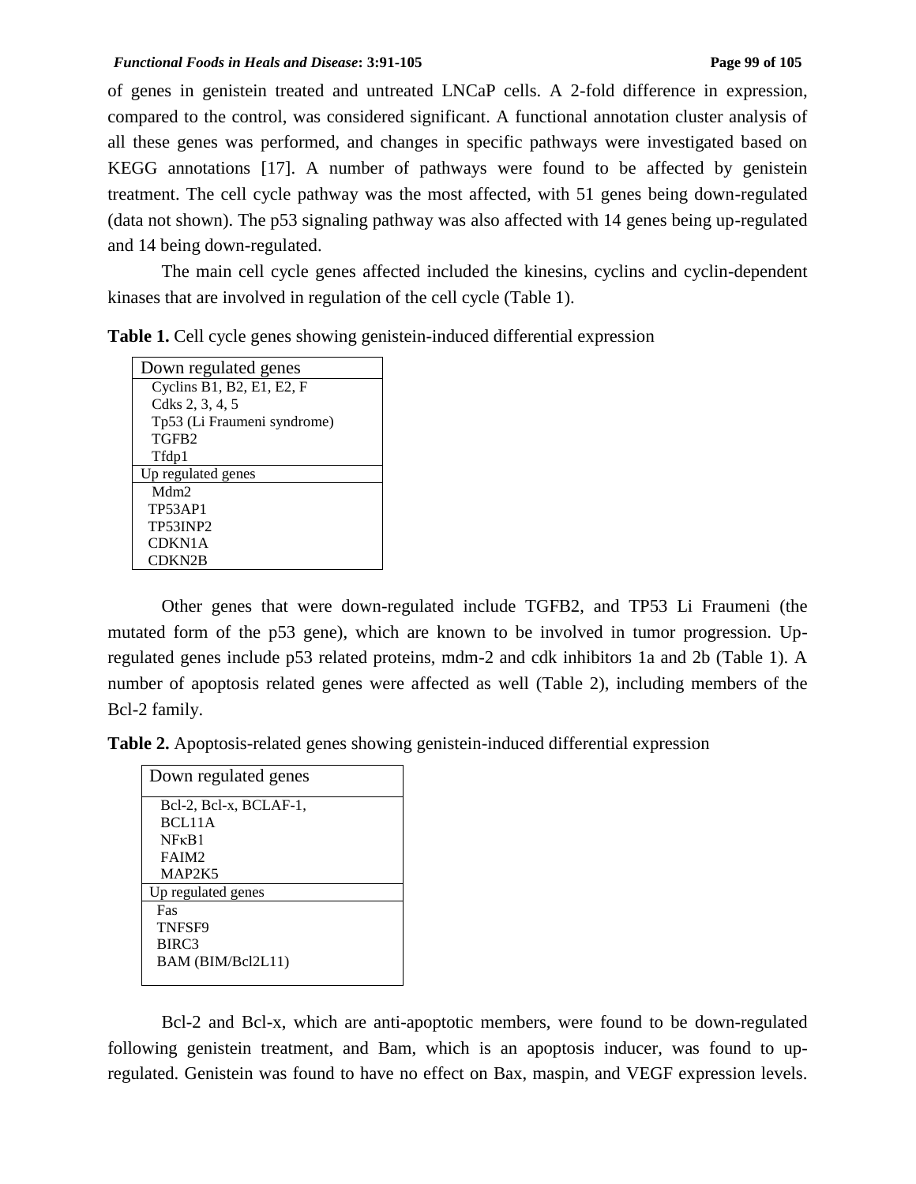of genes in genistein treated and untreated LNCaP cells. A 2-fold difference in expression, compared to the control, was considered significant. A functional annotation cluster analysis of all these genes was performed, and changes in specific pathways were investigated based on KEGG annotations [17]. A number of pathways were found to be affected by genistein treatment. The cell cycle pathway was the most affected, with 51 genes being down-regulated (data not shown). The p53 signaling pathway was also affected with 14 genes being up-regulated and 14 being down-regulated.

The main cell cycle genes affected included the kinesins, cyclins and cyclin-dependent kinases that are involved in regulation of the cell cycle (Table 1).

**Table 1.** Cell cycle genes showing genistein-induced differential expression

| Down regulated genes |
| --- |
| Cyclins B1, B2, E1, E2, F |
| Cdks 2, 3, 4, 5 |
| Tp53 (Li Fraumeni syndrome) |
| TGFB2 |
| Tfdp1 |
| **Up regulated genes** |
| Mdm2 |
| TP53AP1 |
| TP53INP2 |
| CDKN1A |
| CDKN2B |

Other genes that were down-regulated include TGFB2, and TP53 Li Fraumeni (the mutated form of the p53 gene), which are known to be involved in tumor progression. Up-regulated genes include p53 related proteins, mdm-2 and cdk inhibitors 1a and 2b (Table 1). A number of apoptosis related genes were affected as well (Table 2), including members of the Bcl-2 family.

**Table 2.** Apoptosis-related genes showing genistein-induced differential expression

| Down regulated genes |
| --- |
| Bcl-2, Bcl-x, BCLAF-1, |
| BCL11A |
| NFκB1 |
| FAIM2 |
| MAP2K5 |
| **Up regulated genes** |
| Fas |
| TNFSF9 |
| BIRC3 |
| BAM (BIM/Bcl2L11) |

Bcl-2 and Bcl-x, which are anti-apoptotic members, were found to be down-regulated following genistein treatment, and Bam, which is an apoptosis inducer, was found to up-regulated. Genistein was found to have no effect on Bax, maspin, and VEGF expression levels.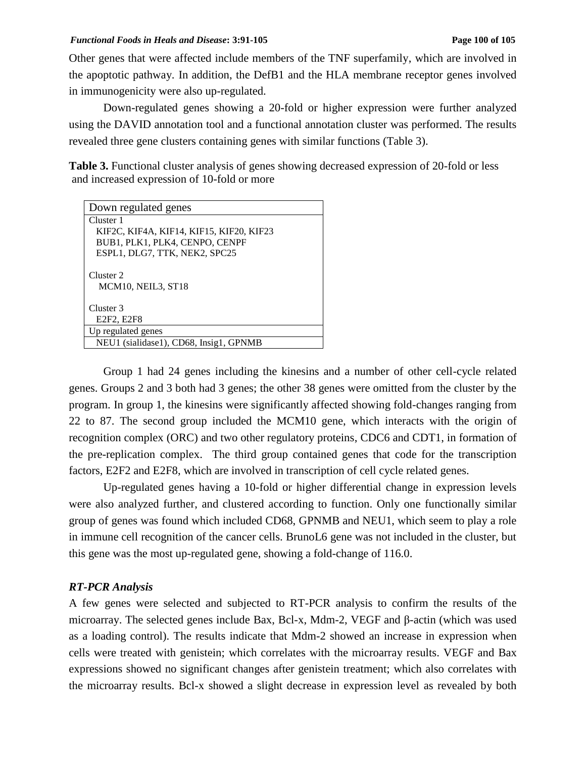Other genes that were affected include members of the TNF superfamily, which are involved in the apoptotic pathway. In addition, the DefB1 and the HLA membrane receptor genes involved in immunogenicity were also up-regulated.

Down-regulated genes showing a 20-fold or higher expression were further analyzed using the DAVID annotation tool and a functional annotation cluster was performed. The results revealed three gene clusters containing genes with similar functions (Table 3).

**Table 3.** Functional cluster analysis of genes showing decreased expression of 20-fold or less and increased expression of 10-fold or more

| Down regulated genes |
|---|
| Cluster 1<br>KIF2C, KIF4A, KIF14, KIF15, KIF20, KIF23<br>BUB1, PLK1, PLK4, CENPO, CENPF<br>ESPL1, DLG7, TTK, NEK2, SPC25 |
| Cluster 2<br>MCM10, NEIL3, ST18 |
| Cluster 3<br>E2F2, E2F8 |
| **Up regulated genes** |
| NEU1 (sialidase1), CD68, Insig1, GPNMB |

Group 1 had 24 genes including the kinesins and a number of other cell-cycle related genes. Groups 2 and 3 both had 3 genes; the other 38 genes were omitted from the cluster by the program. In group 1, the kinesins were significantly affected showing fold-changes ranging from 22 to 87. The second group included the MCM10 gene, which interacts with the origin of recognition complex (ORC) and two other regulatory proteins, CDC6 and CDT1, in formation of the pre-replication complex. The third group contained genes that code for the transcription factors, E2F2 and E2F8, which are involved in transcription of cell cycle related genes.

Up-regulated genes having a 10-fold or higher differential change in expression levels were also analyzed further, and clustered according to function. Only one functionally similar group of genes was found which included CD68, GPNMB and NEU1, which seem to play a role in immune cell recognition of the cancer cells. BrunoL6 gene was not included in the cluster, but this gene was the most up-regulated gene, showing a fold-change of 116.0.

### *RT-PCR Analysis*

A few genes were selected and subjected to RT-PCR analysis to confirm the results of the microarray. The selected genes include Bax, Bcl-x, Mdm-2, VEGF and β-actin (which was used as a loading control). The results indicate that Mdm-2 showed an increase in expression when cells were treated with genistein; which correlates with the microarray results. VEGF and Bax expressions showed no significant changes after genistein treatment; which also correlates with the microarray results. Bcl-x showed a slight decrease in expression level as revealed by both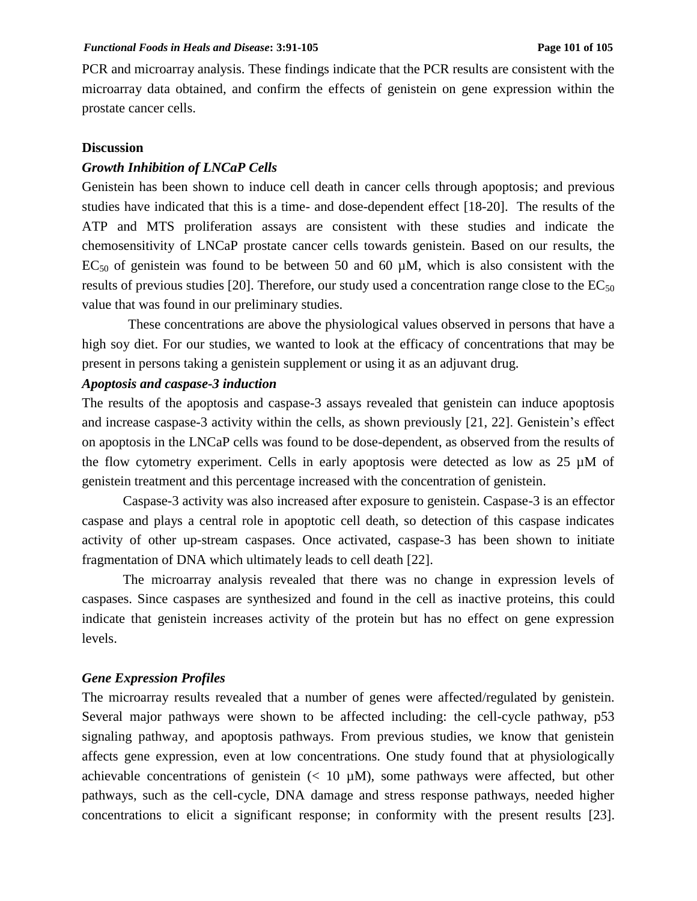PCR and microarray analysis. These findings indicate that the PCR results are consistent with the microarray data obtained, and confirm the effects of genistein on gene expression within the prostate cancer cells.

## Discussion

### *Growth Inhibition of LNCaP Cells*

Genistein has been shown to induce cell death in cancer cells through apoptosis; and previous studies have indicated that this is a time- and dose-dependent effect [18-20]. The results of the ATP and MTS proliferation assays are consistent with these studies and indicate the chemosensitivity of LNCaP prostate cancer cells towards genistein. Based on our results, the $EC_{50}$ of genistein was found to be between 50 and 60 µM, which is also consistent with the results of previous studies [20]. Therefore, our study used a concentration range close to the $EC_{50}$ value that was found in our preliminary studies.

These concentrations are above the physiological values observed in persons that have a high soy diet. For our studies, we wanted to look at the efficacy of concentrations that may be present in persons taking a genistein supplement or using it as an adjuvant drug.

### *Apoptosis and caspase-3 induction*

The results of the apoptosis and caspase-3 assays revealed that genistein can induce apoptosis and increase caspase-3 activity within the cells, as shown previously [21, 22]. Genistein's effect on apoptosis in the LNCaP cells was found to be dose-dependent, as observed from the results of the flow cytometry experiment. Cells in early apoptosis were detected as low as 25 µM of genistein treatment and this percentage increased with the concentration of genistein.

Caspase-3 activity was also increased after exposure to genistein. Caspase-3 is an effector caspase and plays a central role in apoptotic cell death, so detection of this caspase indicates activity of other up-stream caspases. Once activated, caspase-3 has been shown to initiate fragmentation of DNA which ultimately leads to cell death [22].

The microarray analysis revealed that there was no change in expression levels of caspases. Since caspases are synthesized and found in the cell as inactive proteins, this could indicate that genistein increases activity of the protein but has no effect on gene expression levels.

### *Gene Expression Profiles*

The microarray results revealed that a number of genes were affected/regulated by genistein. Several major pathways were shown to be affected including: the cell-cycle pathway, p53 signaling pathway, and apoptosis pathways. From previous studies, we know that genistein affects gene expression, even at low concentrations. One study found that at physiologically achievable concentrations of genistein (< 10 µM), some pathways were affected, but other pathways, such as the cell-cycle, DNA damage and stress response pathways, needed higher concentrations to elicit a significant response; in conformity with the present results [23].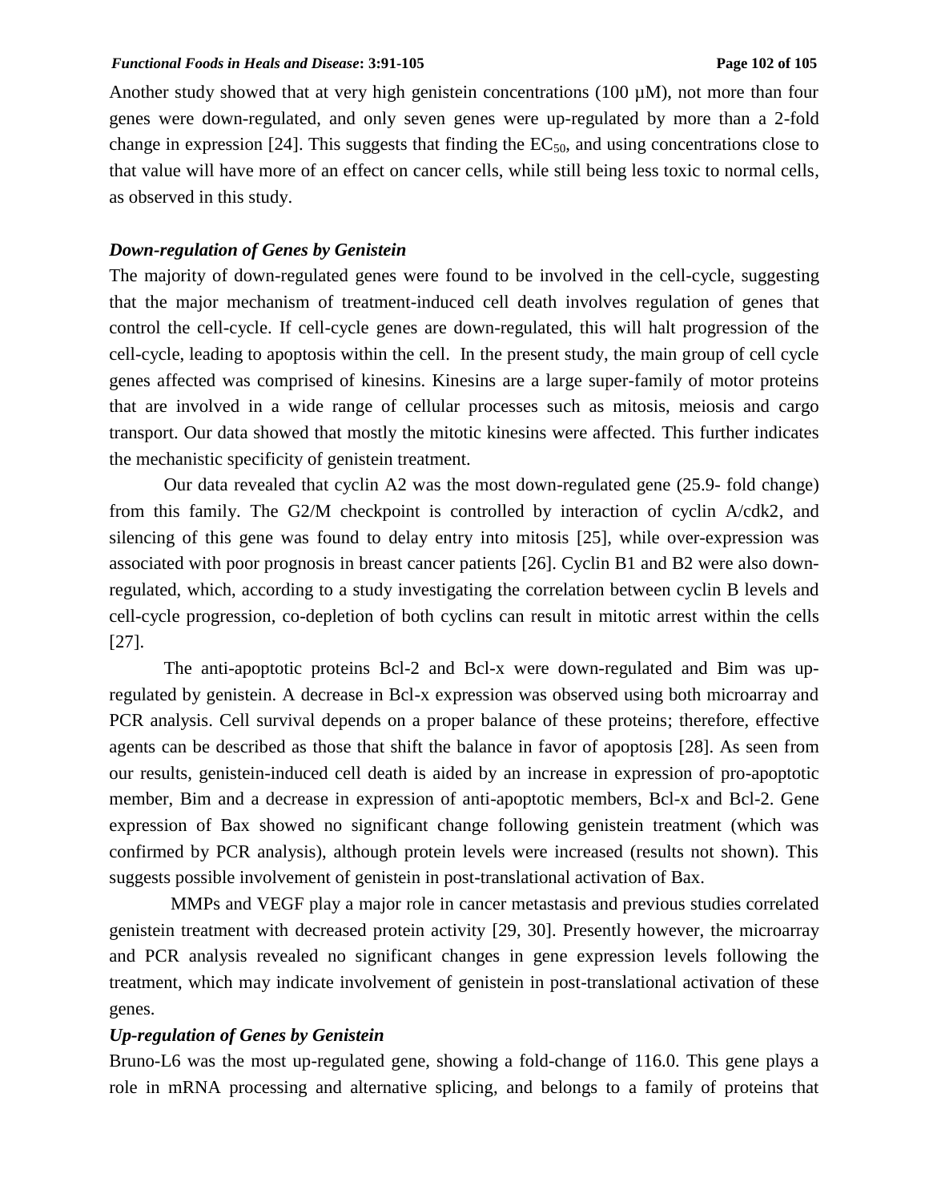Another study showed that at very high genistein concentrations (100 µM), not more than four genes were down-regulated, and only seven genes were up-regulated by more than a 2-fold change in expression [24]. This suggests that finding the $EC_{50}$, and using concentrations close to that value will have more of an effect on cancer cells, while still being less toxic to normal cells, as observed in this study.

### *Down-regulation of Genes by Genistein*

The majority of down-regulated genes were found to be involved in the cell-cycle, suggesting that the major mechanism of treatment-induced cell death involves regulation of genes that control the cell-cycle. If cell-cycle genes are down-regulated, this will halt progression of the cell-cycle, leading to apoptosis within the cell. In the present study, the main group of cell cycle genes affected was comprised of kinesins. Kinesins are a large super-family of motor proteins that are involved in a wide range of cellular processes such as mitosis, meiosis and cargo transport. Our data showed that mostly the mitotic kinesins were affected. This further indicates the mechanistic specificity of genistein treatment.

Our data revealed that cyclin A2 was the most down-regulated gene (25.9- fold change) from this family. The G2/M checkpoint is controlled by interaction of cyclin A/cdk2, and silencing of this gene was found to delay entry into mitosis [25], while over-expression was associated with poor prognosis in breast cancer patients [26]. Cyclin B1 and B2 were also down-regulated, which, according to a study investigating the correlation between cyclin B levels and cell-cycle progression, co-depletion of both cyclins can result in mitotic arrest within the cells [27].

The anti-apoptotic proteins Bcl-2 and Bcl-x were down-regulated and Bim was up-regulated by genistein. A decrease in Bcl-x expression was observed using both microarray and PCR analysis. Cell survival depends on a proper balance of these proteins; therefore, effective agents can be described as those that shift the balance in favor of apoptosis [28]. As seen from our results, genistein-induced cell death is aided by an increase in expression of pro-apoptotic member, Bim and a decrease in expression of anti-apoptotic members, Bcl-x and Bcl-2. Gene expression of Bax showed no significant change following genistein treatment (which was confirmed by PCR analysis), although protein levels were increased (results not shown). This suggests possible involvement of genistein in post-translational activation of Bax.

MMPs and VEGF play a major role in cancer metastasis and previous studies correlated genistein treatment with decreased protein activity [29, 30]. Presently however, the microarray and PCR analysis revealed no significant changes in gene expression levels following the treatment, which may indicate involvement of genistein in post-translational activation of these genes.

### *Up-regulation of Genes by Genistein*

Bruno-L6 was the most up-regulated gene, showing a fold-change of 116.0. This gene plays a role in mRNA processing and alternative splicing, and belongs to a family of proteins that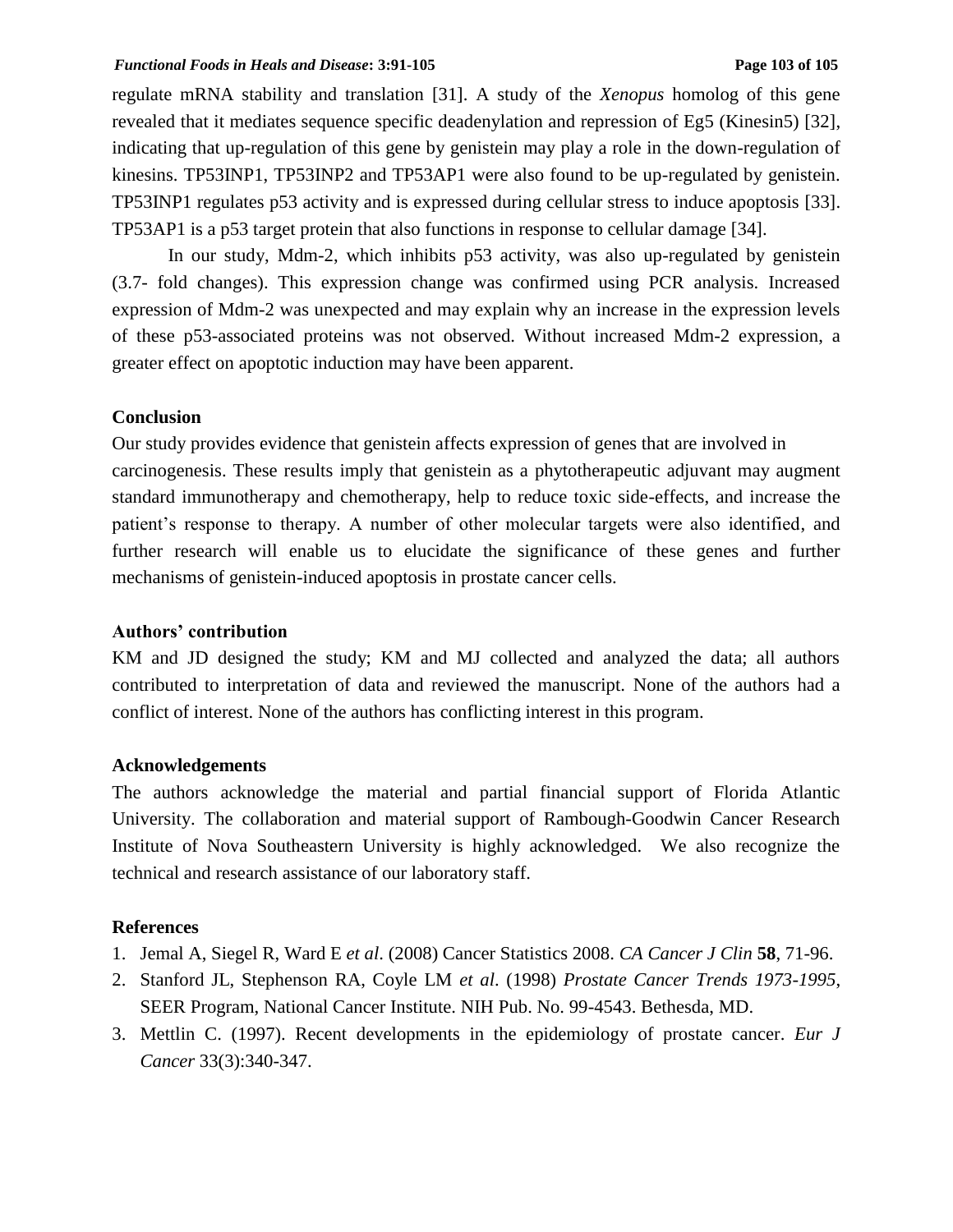regulate mRNA stability and translation [31]. A study of the *Xenopus* homolog of this gene revealed that it mediates sequence specific deadenylation and repression of Eg5 (Kinesin5) [32], indicating that up-regulation of this gene by genistein may play a role in the down-regulation of kinesins. TP53INP1, TP53INP2 and TP53AP1 were also found to be up-regulated by genistein. TP53INP1 regulates p53 activity and is expressed during cellular stress to induce apoptosis [33]. TP53AP1 is a p53 target protein that also functions in response to cellular damage [34].

In our study, Mdm-2, which inhibits p53 activity, was also up-regulated by genistein (3.7- fold changes). This expression change was confirmed using PCR analysis. Increased expression of Mdm-2 was unexpected and may explain why an increase in the expression levels of these p53-associated proteins was not observed. Without increased Mdm-2 expression, a greater effect on apoptotic induction may have been apparent.

## Conclusion

Our study provides evidence that genistein affects expression of genes that are involved in carcinogenesis. These results imply that genistein as a phytotherapeutic adjuvant may augment standard immunotherapy and chemotherapy, help to reduce toxic side-effects, and increase the patient's response to therapy. A number of other molecular targets were also identified, and further research will enable us to elucidate the significance of these genes and further mechanisms of genistein-induced apoptosis in prostate cancer cells.

## Authors' contribution

KM and JD designed the study; KM and MJ collected and analyzed the data; all authors contributed to interpretation of data and reviewed the manuscript. None of the authors had a conflict of interest. None of the authors has conflicting interest in this program.

## Acknowledgements

The authors acknowledge the material and partial financial support of Florida Atlantic University. The collaboration and material support of Rambough-Goodwin Cancer Research Institute of Nova Southeastern University is highly acknowledged. We also recognize the technical and research assistance of our laboratory staff.

## References

1. Jemal A, Siegel R, Ward E *et al*. (2008) Cancer Statistics 2008. *CA Cancer J Clin* **58**, 71-96.
2. Stanford JL, Stephenson RA, Coyle LM *et al*. (1998) *Prostate Cancer Trends 1973-1995*, SEER Program, National Cancer Institute. NIH Pub. No. 99-4543. Bethesda, MD.
3. Mettlin C. (1997). Recent developments in the epidemiology of prostate cancer. *Eur J Cancer* 33(3):340-347.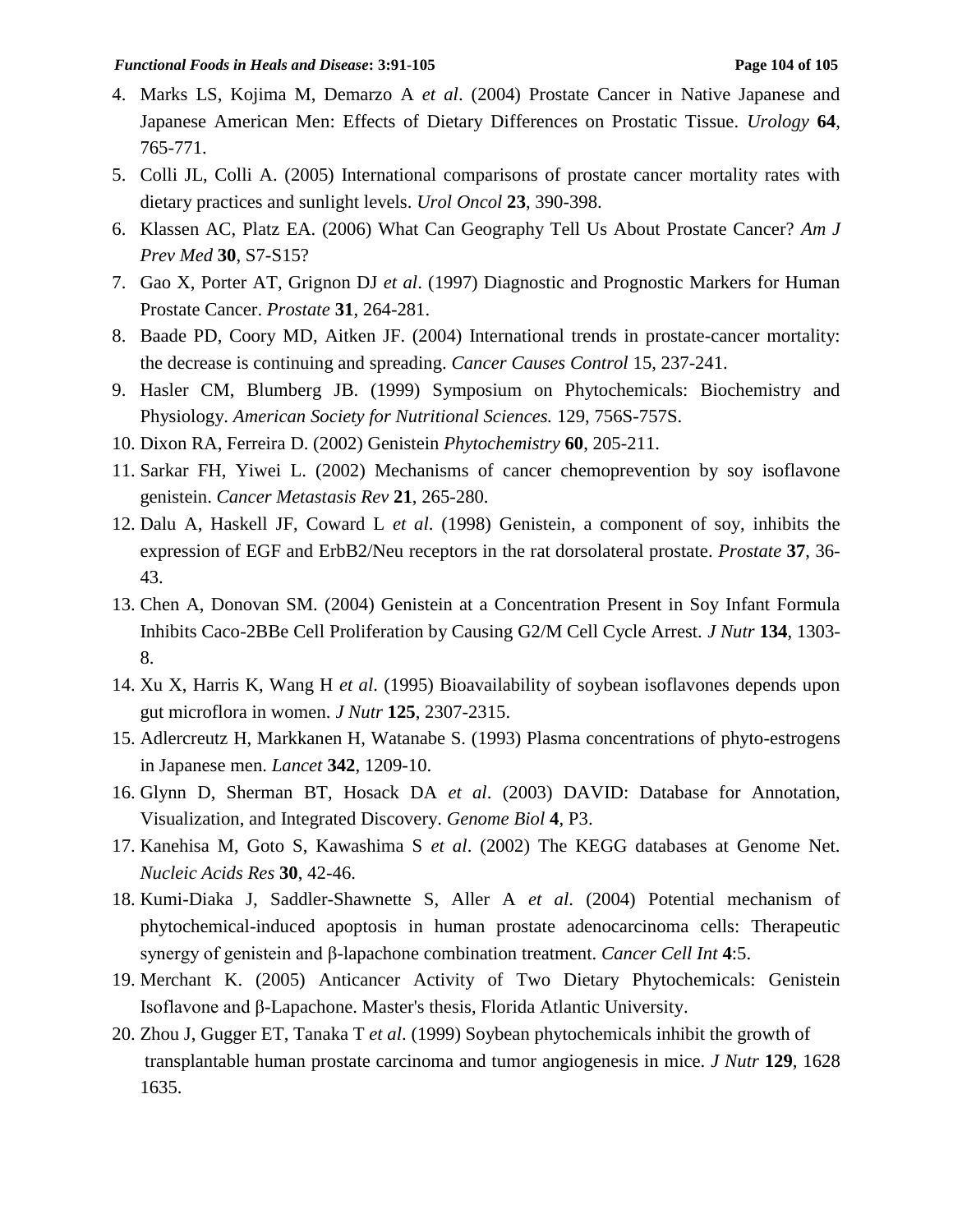4. Marks LS, Kojima M, Demarzo A *et al*. (2004) Prostate Cancer in Native Japanese and Japanese American Men: Effects of Dietary Differences on Prostatic Tissue. *Urology* **64**, 765-771.
5. Colli JL, Colli A. (2005) International comparisons of prostate cancer mortality rates with dietary practices and sunlight levels. *Urol Oncol* **23**, 390-398.
6. Klassen AC, Platz EA. (2006) What Can Geography Tell Us About Prostate Cancer? *Am J Prev Med* **30**, S7-S15?
7. Gao X, Porter AT, Grignon DJ *et al*. (1997) Diagnostic and Prognostic Markers for Human Prostate Cancer. *Prostate* **31**, 264-281.
8. Baade PD, Coory MD, Aitken JF. (2004) International trends in prostate-cancer mortality: the decrease is continuing and spreading. *Cancer Causes Control* 15, 237-241.
9. Hasler CM, Blumberg JB. (1999) Symposium on Phytochemicals: Biochemistry and Physiology. *American Society for Nutritional Sciences.* 129, 756S-757S.
10. Dixon RA, Ferreira D. (2002) Genistein *Phytochemistry* **60**, 205-211.
11. Sarkar FH, Yiwei L. (2002) Mechanisms of cancer chemoprevention by soy isoflavone genistein. *Cancer Metastasis Rev* **21**, 265-280.
12. Dalu A, Haskell JF, Coward L *et al*. (1998) Genistein, a component of soy, inhibits the expression of EGF and ErbB2/Neu receptors in the rat dorsolateral prostate. *Prostate* **37**, 36-43.
13. Chen A, Donovan SM. (2004) Genistein at a Concentration Present in Soy Infant Formula Inhibits Caco-2BBe Cell Proliferation by Causing G2/M Cell Cycle Arrest. *J Nutr* **134**, 1303-8.
14. Xu X, Harris K, Wang H *et al*. (1995) Bioavailability of soybean isoflavones depends upon gut microflora in women. *J Nutr* **125**, 2307-2315.
15. Adlercreutz H, Markkanen H, Watanabe S. (1993) Plasma concentrations of phyto-estrogens in Japanese men. *Lancet* **342**, 1209-10.
16. Glynn D, Sherman BT, Hosack DA *et al*. (2003) DAVID: Database for Annotation, Visualization, and Integrated Discovery. *Genome Biol* **4**, P3.
17. Kanehisa M, Goto S, Kawashima S *et al*. (2002) The KEGG databases at Genome Net. *Nucleic Acids Res* **30**, 42-46.
18. Kumi-Diaka J, Saddler-Shawnette S, Aller A *et al*. (2004) Potential mechanism of phytochemical-induced apoptosis in human prostate adenocarcinoma cells: Therapeutic synergy of genistein and β-lapachone combination treatment. *Cancer Cell Int* **4**:5.
19. Merchant K. (2005) Anticancer Activity of Two Dietary Phytochemicals: Genistein Isoflavone and β-Lapachone. Master's thesis, Florida Atlantic University.
20. Zhou J, Gugger ET, Tanaka T *et al*. (1999) Soybean phytochemicals inhibit the growth of transplantable human prostate carcinoma and tumor angiogenesis in mice. *J Nutr* **129**, 1628 1635.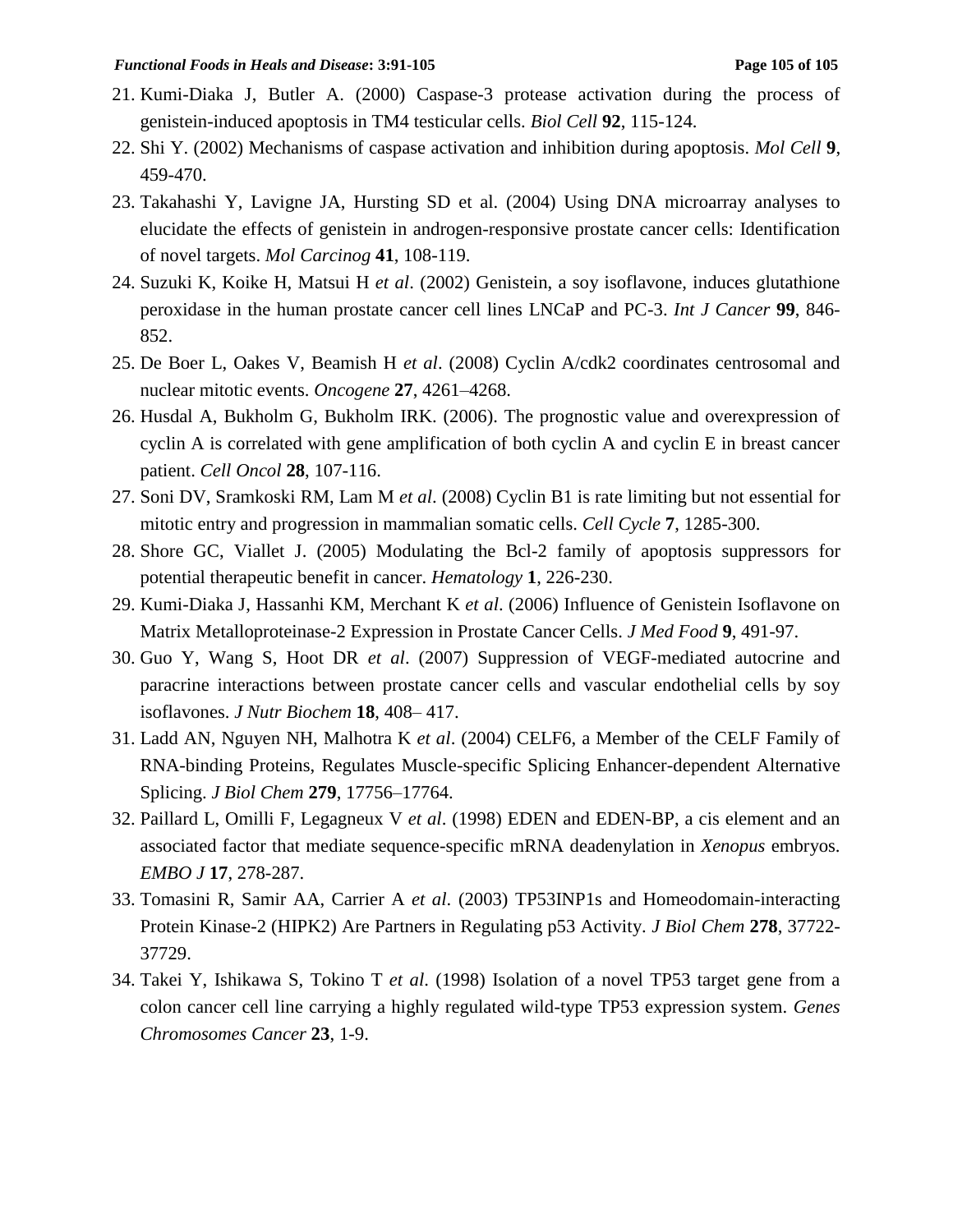21. Kumi-Diaka J, Butler A. (2000) Caspase-3 protease activation during the process of genistein-induced apoptosis in TM4 testicular cells. *Biol Cell* **92**, 115-124.
22. Shi Y. (2002) Mechanisms of caspase activation and inhibition during apoptosis. *Mol Cell* **9**, 459-470.
23. Takahashi Y, Lavigne JA, Hursting SD et al. (2004) Using DNA microarray analyses to elucidate the effects of genistein in androgen-responsive prostate cancer cells: Identification of novel targets. *Mol Carcinog* **41**, 108-119.
24. Suzuki K, Koike H, Matsui H *et al*. (2002) Genistein, a soy isoflavone, induces glutathione peroxidase in the human prostate cancer cell lines LNCaP and PC-3. *Int J Cancer* **99**, 846-852.
25. De Boer L, Oakes V, Beamish H *et al*. (2008) Cyclin A/cdk2 coordinates centrosomal and nuclear mitotic events. *Oncogene* **27**, 4261–4268.
26. Husdal A, Bukholm G, Bukholm IRK. (2006). The prognostic value and overexpression of cyclin A is correlated with gene amplification of both cyclin A and cyclin E in breast cancer patient. *Cell Oncol* **28**, 107-116.
27. Soni DV, Sramkoski RM, Lam M *et al*. (2008) Cyclin B1 is rate limiting but not essential for mitotic entry and progression in mammalian somatic cells. *Cell Cycle* **7**, 1285-300.
28. Shore GC, Viallet J. (2005) Modulating the Bcl-2 family of apoptosis suppressors for potential therapeutic benefit in cancer. *Hematology* **1**, 226-230.
29. Kumi-Diaka J, Hassanhi KM, Merchant K *et al*. (2006) Influence of Genistein Isoflavone on Matrix Metalloproteinase-2 Expression in Prostate Cancer Cells. *J Med Food* **9**, 491-97.
30. Guo Y, Wang S, Hoot DR *et al*. (2007) Suppression of VEGF-mediated autocrine and paracrine interactions between prostate cancer cells and vascular endothelial cells by soy isoflavones. *J Nutr Biochem* **18**, 408– 417.
31. Ladd AN, Nguyen NH, Malhotra K *et al*. (2004) CELF6, a Member of the CELF Family of RNA-binding Proteins, Regulates Muscle-specific Splicing Enhancer-dependent Alternative Splicing. *J Biol Chem* **279**, 17756–17764.
32. Paillard L, Omilli F, Legagneux V *et al*. (1998) EDEN and EDEN-BP, a cis element and an associated factor that mediate sequence-specific mRNA deadenylation in *Xenopus* embryos. *EMBO J* **17**, 278-287.
33. Tomasini R, Samir AA, Carrier A *et al*. (2003) TP53INP1s and Homeodomain-interacting Protein Kinase-2 (HIPK2) Are Partners in Regulating p53 Activity. *J Biol Chem* **278**, 37722-37729.
34. Takei Y, Ishikawa S, Tokino T *et al*. (1998) Isolation of a novel TP53 target gene from a colon cancer cell line carrying a highly regulated wild-type TP53 expression system. *Genes Chromosomes Cancer* **23**, 1-9.